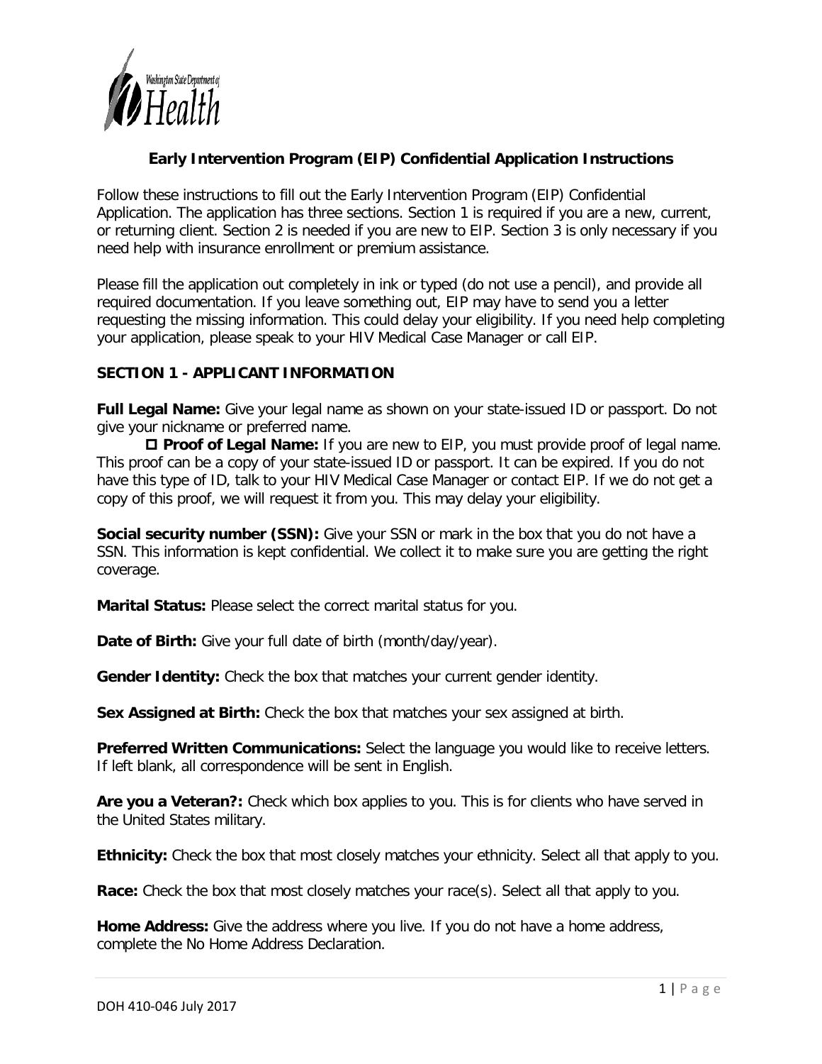Washington State Department of Health

## Early Intervention Program (EIP) Confidential Application Instructions

Follow these instructions to fill out the Early Intervention Program (EIP) Confidential Application. The application has three sections. Section 1 is required if you are a new, current, or returning client. Section 2 is needed if you are new to EIP. Section 3 is only necessary if you need help with insurance enrollment or premium assistance.

Please fill the application out completely in ink or typed (do not use a pencil), and provide all required documentation. If you leave something out, EIP may have to send you a letter requesting the missing information. This could delay your eligibility. If you need help completing your application, please speak to your HIV Medical Case Manager or call EIP.

### SECTION 1 - APPLICANT INFORMATION

**Full Legal Name:** Give your legal name as shown on your state-issued ID or passport. Do not give your nickname or preferred name.

- ☐ **Proof of Legal Name:** If you are new to EIP, you must provide proof of legal name. This proof can be a copy of your state-issued ID or passport. It can be expired. If you do not have this type of ID, talk to your HIV Medical Case Manager or contact EIP. If we do not get a copy of this proof, we will request it from you. This may delay your eligibility.

**Social security number (SSN):** Give your SSN or mark in the box that you do not have a SSN. This information is kept confidential. We collect it to make sure you are getting the right coverage.

**Marital Status:** Please select the correct marital status for you.

**Date of Birth:** Give your full date of birth (month/day/year).

**Gender Identity:** Check the box that matches your current gender identity.

**Sex Assigned at Birth:** Check the box that matches your sex assigned at birth.

**Preferred Written Communications:** Select the language you would like to receive letters. If left blank, all correspondence will be sent in English.

**Are you a Veteran?:** Check which box applies to you. This is for clients who have served in the United States military.

**Ethnicity:** Check the box that most closely matches your ethnicity. Select all that apply to you.

**Race:** Check the box that most closely matches your race(s). Select all that apply to you.

**Home Address:** Give the address where you live. If you do not have a home address, complete the No Home Address Declaration.

DOH 410-046 July 2017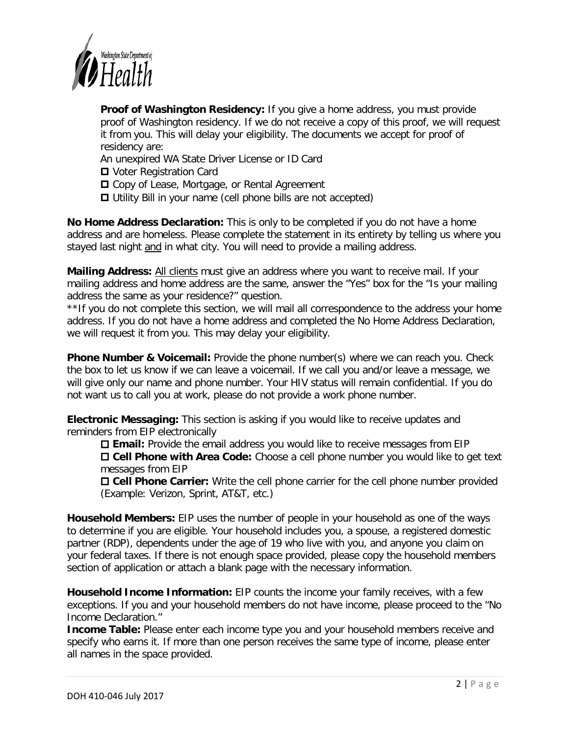**Proof of Washington Residency:** If you give a home address, you must provide proof of Washington residency. If we do not receive a copy of this proof, we will request it from you. This will delay your eligibility. The documents we accept for proof of residency are:

An unexpired WA State Driver License or ID Card
- ☐ Voter Registration Card
- ☐ Copy of Lease, Mortgage, or Rental Agreement
- ☐ Utility Bill in your name (cell phone bills are not accepted)

**No Home Address Declaration:** This is only to be completed if you do not have a home address and are homeless. Please complete the statement in its entirety by telling us where you stayed last night and in what city. You will need to provide a mailing address.

**Mailing Address:** All clients must give an address where you want to receive mail. If your mailing address and home address are the same, answer the "Yes" box for the "Is your mailing address the same as your residence?" question.

**If you do not complete this section, we will mail all correspondence to the address your home address. If you do not have a home address and completed the No Home Address Declaration, we will request it from you. This may delay your eligibility.

**Phone Number & Voicemail:** Provide the phone number(s) where we can reach you. Check the box to let us know if we can leave a voicemail. If we call you and/or leave a message, we will give only our name and phone number. Your HIV status will remain confidential. If you do not want us to call you at work, please do not provide a work phone number.

**Electronic Messaging:** This section is asking if you would like to receive updates and reminders from EIP electronically

- ☐ **Email:** Provide the email address you would like to receive messages from EIP
- ☐ **Cell Phone with Area Code:** Choose a cell phone number you would like to get text messages from EIP
- ☐ **Cell Phone Carrier:** Write the cell phone carrier for the cell phone number provided (Example: Verizon, Sprint, AT&T, etc.)

**Household Members:** EIP uses the number of people in your household as one of the ways to determine if you are eligible. Your household includes you, a spouse, a registered domestic partner (RDP), dependents under the age of 19 who live with you, and anyone you claim on your federal taxes. If there is not enough space provided, please copy the household members section of application or attach a blank page with the necessary information.

**Household Income Information:** EIP counts the income your family receives, with a few exceptions. If you and your household members do not have income, please proceed to the "No Income Declaration."

**Income Table:** Please enter each income type you and your household members receive and specify who earns it. If more than one person receives the same type of income, please enter all names in the space provided.

DOH 410-046 July 2017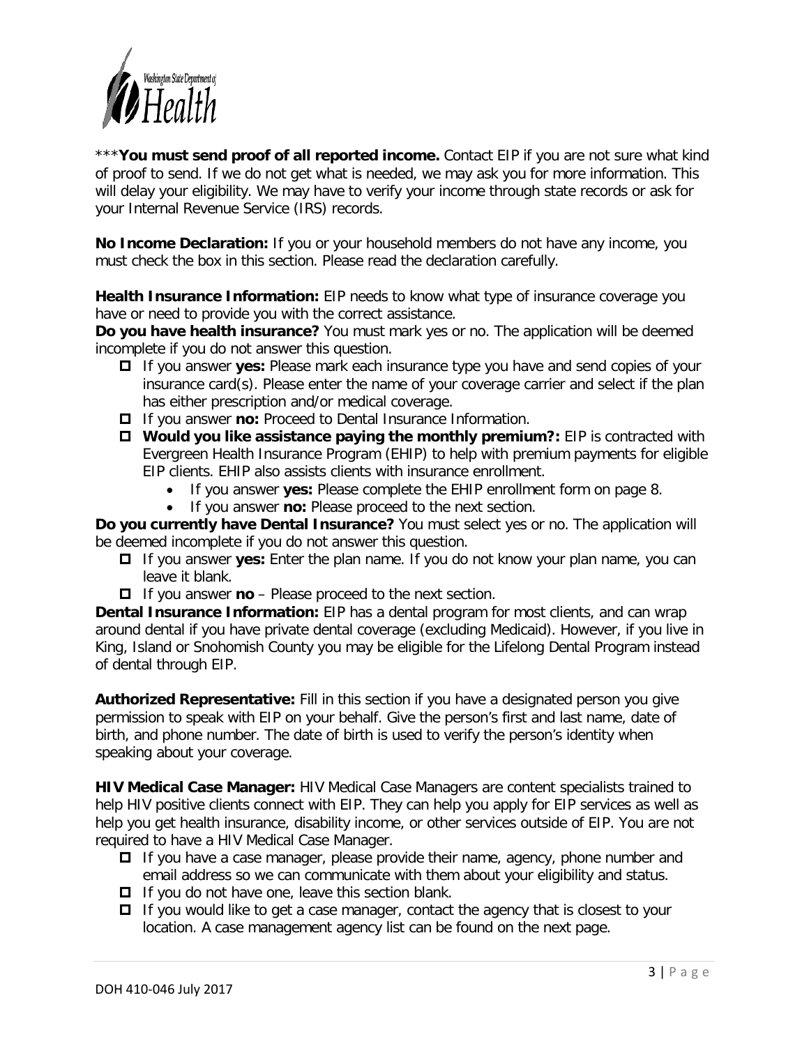***You must send proof of all reported income.** Contact EIP if you are not sure what kind of proof to send. If we do not get what is needed, we may ask you for more information. This will delay your eligibility. We may have to verify your income through state records or ask for your Internal Revenue Service (IRS) records.

**No Income Declaration:** If you or your household members do not have any income, you must check the box in this section. Please read the declaration carefully.

**Health Insurance Information:** EIP needs to know what type of insurance coverage you have or need to provide you with the correct assistance.
**Do you have health insurance?** You must mark yes or no. The application will be deemed incomplete if you do not answer this question.

- If you answer **yes:** Please mark each insurance type you have and send copies of your insurance card(s). Please enter the name of your coverage carrier and select if the plan has either prescription and/or medical coverage.
- If you answer **no:** Proceed to Dental Insurance Information.
- **Would you like assistance paying the monthly premium?:** EIP is contracted with Evergreen Health Insurance Program (EHIP) to help with premium payments for eligible EIP clients. EHIP also assists clients with insurance enrollment.
  - If you answer **yes:** Please complete the EHIP enrollment form on page 8.
  - If you answer **no:** Please proceed to the next section.

**Do you currently have Dental Insurance?** You must select yes or no. The application will be deemed incomplete if you do not answer this question.

- If you answer **yes:** Enter the plan name. If you do not know your plan name, you can leave it blank.
- If you answer **no** – Please proceed to the next section.

**Dental Insurance Information:** EIP has a dental program for most clients, and can wrap around dental if you have private dental coverage (excluding Medicaid). However, if you live in King, Island or Snohomish County you may be eligible for the Lifelong Dental Program instead of dental through EIP.

**Authorized Representative:** Fill in this section if you have a designated person you give permission to speak with EIP on your behalf. Give the person's first and last name, date of birth, and phone number. The date of birth is used to verify the person's identity when speaking about your coverage.

**HIV Medical Case Manager:** HIV Medical Case Managers are content specialists trained to help HIV positive clients connect with EIP. They can help you apply for EIP services as well as help you get health insurance, disability income, or other services outside of EIP. You are not required to have a HIV Medical Case Manager.

- If you have a case manager, please provide their name, agency, phone number and email address so we can communicate with them about your eligibility and status.
- If you do not have one, leave this section blank.
- If you would like to get a case manager, contact the agency that is closest to your location. A case management agency list can be found on the next page.

DOH 410-046 July 2017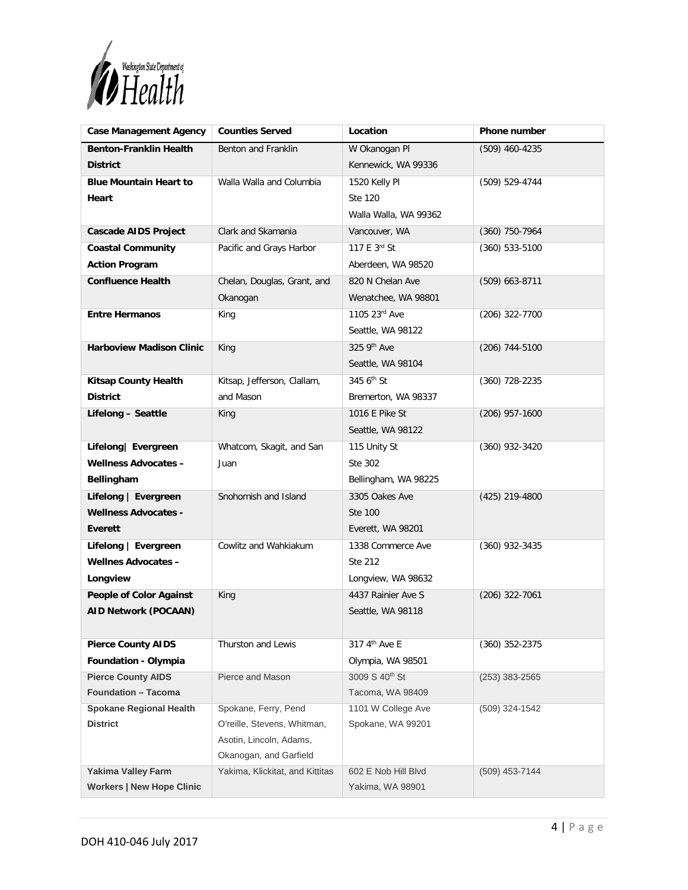| Case Management Agency | Counties Served | Location | Phone number |
|---|---|---|---|
| **Benton-Franklin Health District** | Benton and Franklin | W Okanogan Pl<br>Kennewick, WA 99336 | (509) 460-4235 |
| **Blue Mountain Heart to Heart** | Walla Walla and Columbia | 1520 Kelly Pl<br>Ste 120<br>Walla Walla, WA 99362 | (509) 529-4744 |
| **Cascade AIDS Project** | Clark and Skamania | Vancouver, WA | (360) 750-7964 |
| **Coastal Community Action Program** | Pacific and Grays Harbor | 117 E 3rd St<br>Aberdeen, WA 98520 | (360) 533-5100 |
| **Confluence Health** | Chelan, Douglas, Grant, and Okanogan | 820 N Chelan Ave<br>Wenatchee, WA 98801 | (509) 663-8711 |
| **Entre Hermanos** | King | 1105 23rd Ave<br>Seattle, WA 98122 | (206) 322-7700 |
| **Harboview Madison Clinic** | King | 325 9th Ave<br>Seattle, WA 98104 | (206) 744-5100 |
| **Kitsap County Health District** | Kitsap, Jefferson, Clallam, and Mason | 345 6th St<br>Bremerton, WA 98337 | (360) 728-2235 |
| **Lifelong – Seattle** | King | 1016 E Pike St<br>Seattle, WA 98122 | (206) 957-1600 |
| **Lifelong\| Evergreen Wellness Advocates – Bellingham** | Whatcom, Skagit, and San Juan | 115 Unity St<br>Ste 302<br>Bellingham, WA 98225 | (360) 932-3420 |
| **Lifelong \| Evergreen Wellness Advocates - Everett** | Snohomish and Island | 3305 Oakes Ave<br>Ste 100<br>Everett, WA 98201 | (425) 219-4800 |
| **Lifelong \| Evergreen Wellnes Advocates – Longview** | Cowlitz and Wahkiakum | 1338 Commerce Ave<br>Ste 212<br>Longview, WA 98632 | (360) 932-3435 |
| **People of Color Against AID Network (POCAAN)** | King | 4437 Rainier Ave S<br>Seattle, WA 98118 | (206) 322-7061 |
| **Pierce County AIDS Foundation - Olympia** | Thurston and Lewis | 317 4th Ave E<br>Olympia, WA 98501 | (360) 352-2375 |
| **Pierce County AIDS Foundation – Tacoma** | Pierce and Mason | 3009 S 40th St<br>Tacoma, WA 98409 | (253) 383-2565 |
| **Spokane Regional Health District** | Spokane, Ferry, Pend O'reille, Stevens, Whitman, Asotin, Lincoln, Adams, Okanogan, and Garfield | 1101 W College Ave<br>Spokane, WA 99201 | (509) 324-1542 |
| **Yakima Valley Farm Workers \| New Hope Clinic** | Yakima, Klickitat, and Kittitas | 602 E Nob Hill Blvd<br>Yakima, WA 98901 | (509) 453-7144 |

DOH 410-046 July 2017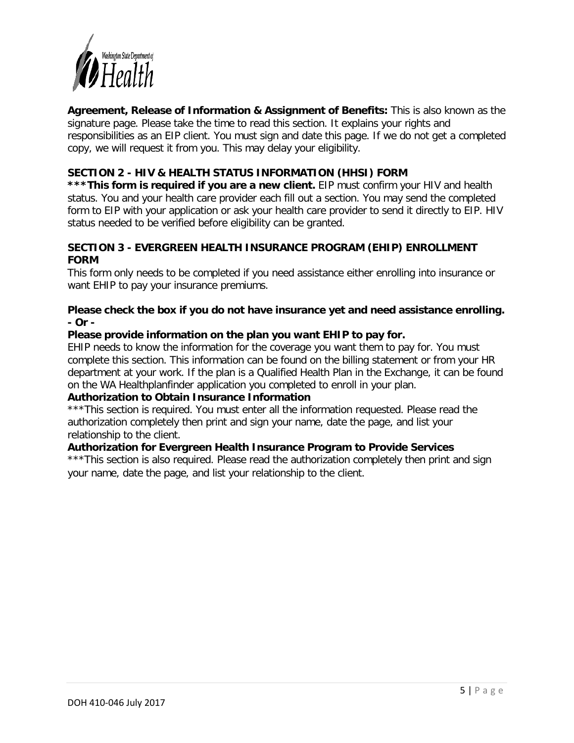**Agreement, Release of Information & Assignment of Benefits:** This is also known as the signature page. Please take the time to read this section. It explains your rights and responsibilities as an EIP client. You must sign and date this page. If we do not get a completed copy, we will request it from you. This may delay your eligibility.

### SECTION 2 - HIV & HEALTH STATUS INFORMATION (HHSI) FORM

**\*\*\*This form is required if you are a new client.** EIP must confirm your HIV and health status. You and your health care provider each fill out a section. You may send the completed form to EIP with your application or ask your health care provider to send it directly to EIP. HIV status needed to be verified before eligibility can be granted.

### SECTION 3 - EVERGREEN HEALTH INSURANCE PROGRAM (EHIP) ENROLLMENT FORM

This form only needs to be completed if you need assistance either enrolling into insurance or want EHIP to pay your insurance premiums.

**Please check the box if you do not have insurance yet and need assistance enrolling. - Or -**

**Please provide information on the plan you want EHIP to pay for.**

EHIP needs to know the information for the coverage you want them to pay for. You must complete this section. This information can be found on the billing statement or from your HR department at your work. If the plan is a Qualified Health Plan in the Exchange, it can be found on the WA Healthplanfinder application you completed to enroll in your plan.

**Authorization to Obtain Insurance Information**

\*\*\*This section is required. You must enter all the information requested. Please read the authorization completely then print and sign your name, date the page, and list your relationship to the client.

**Authorization for Evergreen Health Insurance Program to Provide Services**

\*\*\*This section is also required. Please read the authorization completely then print and sign your name, date the page, and list your relationship to the client.

DOH 410-046 July 2017